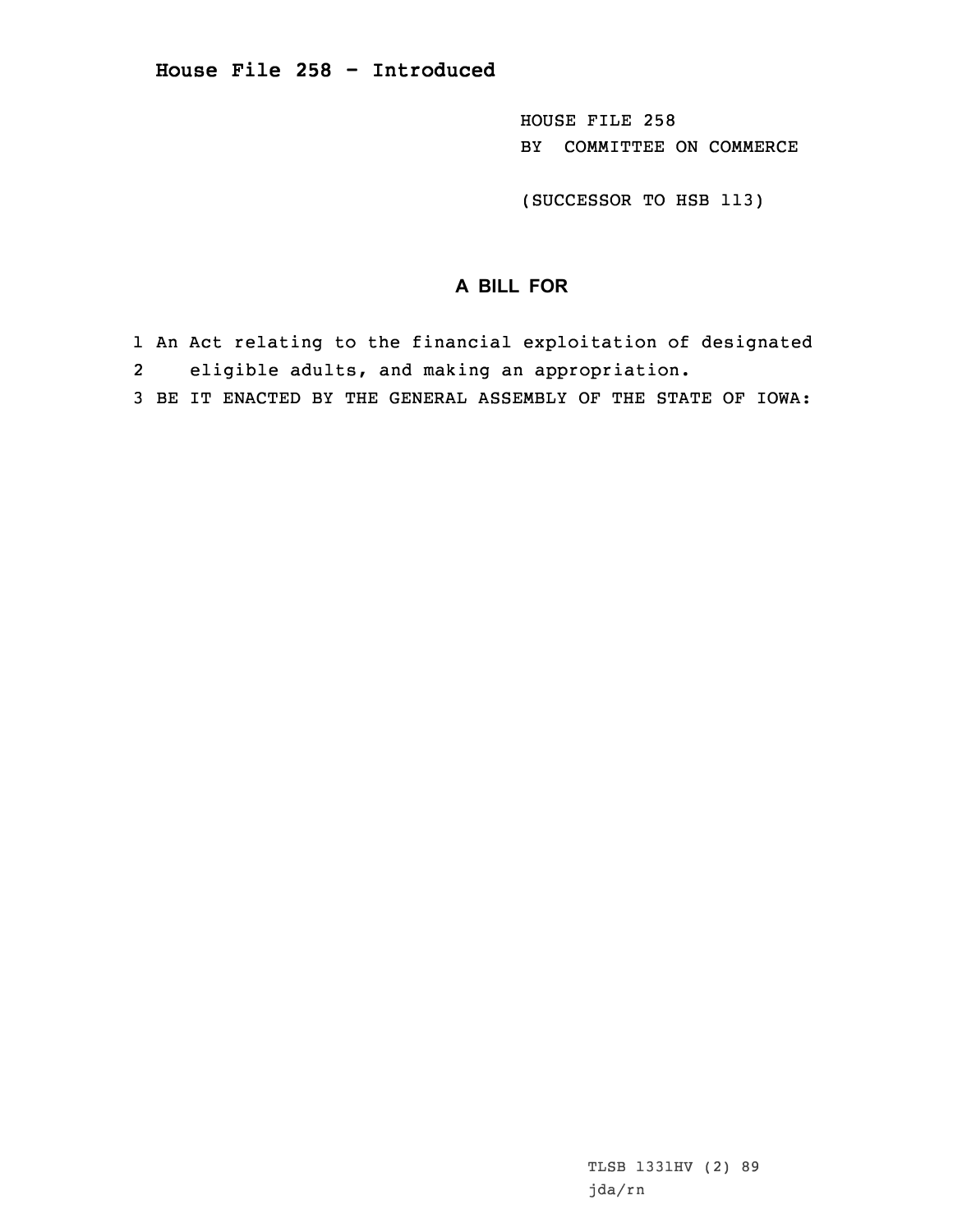# House File 258 - Introduced

HOUSE FILE 258
BY COMMITTEE ON COMMERCE

(SUCCESSOR TO HSB 113)

## A BILL FOR

1 An Act relating to the financial exploitation of designated
2 eligible adults, and making an appropriation.
3 BE IT ENACTED BY THE GENERAL ASSEMBLY OF THE STATE OF IOWA:

TLSB 1331HV (2) 89
jda/rn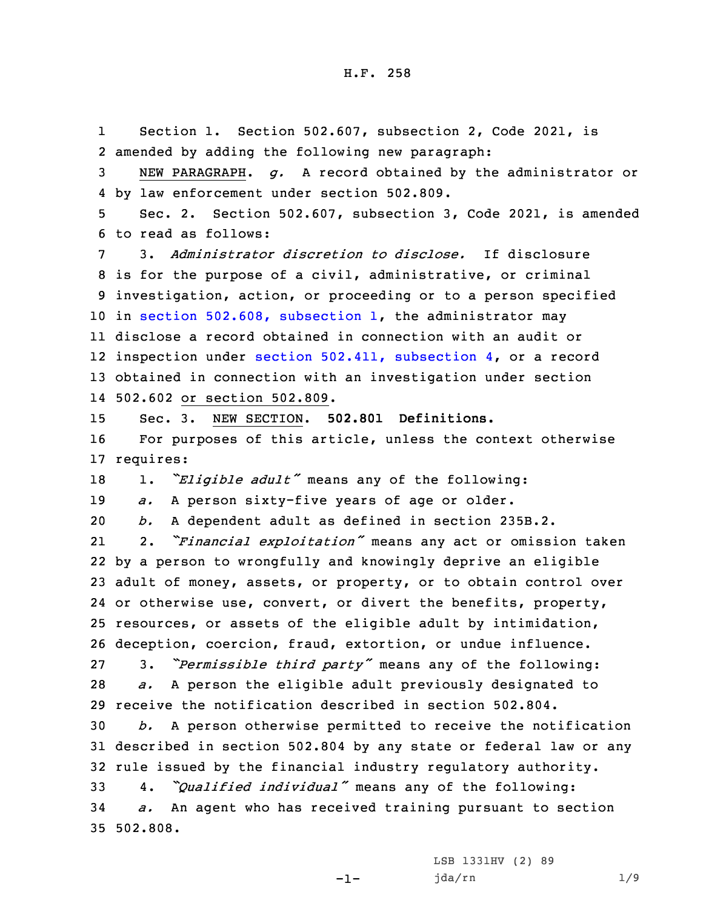H.F. 258

Section 1. Section 502.607, subsection 2, Code 2021, is amended by adding the following new paragraph:

NEW PARAGRAPH. *g.* A record obtained by the administrator or by law enforcement under section 502.809.

Sec. 2. Section 502.607, subsection 3, Code 2021, is amended to read as follows:

3. *Administrator discretion to disclose.* If disclosure is for the purpose of a civil, administrative, or criminal investigation, action, or proceeding or to a person specified in section 502.608, subsection 1, the administrator may disclose a record obtained in connection with an audit or inspection under section 502.411, subsection 4, or a record obtained in connection with an investigation under section 502.602 or section 502.809.

Sec. 3. NEW SECTION. **502.801 Definitions.**

For purposes of this article, unless the context otherwise requires:

1. *"Eligible adult"* means any of the following:

*a.* A person sixty-five years of age or older.

*b.* A dependent adult as defined in section 235B.2.

2. *"Financial exploitation"* means any act or omission taken by a person to wrongfully and knowingly deprive an eligible adult of money, assets, or property, or to obtain control over or otherwise use, convert, or divert the benefits, property, resources, or assets of the eligible adult by intimidation, deception, coercion, fraud, extortion, or undue influence.

3. *"Permissible third party"* means any of the following:

*a.* A person the eligible adult previously designated to receive the notification described in section 502.804.

*b.* A person otherwise permitted to receive the notification described in section 502.804 by any state or federal law or any rule issued by the financial industry regulatory authority.

4. *"Qualified individual"* means any of the following:

*a.* An agent who has received training pursuant to section 502.808.

LSB 1331HV (2) 89
jda/rn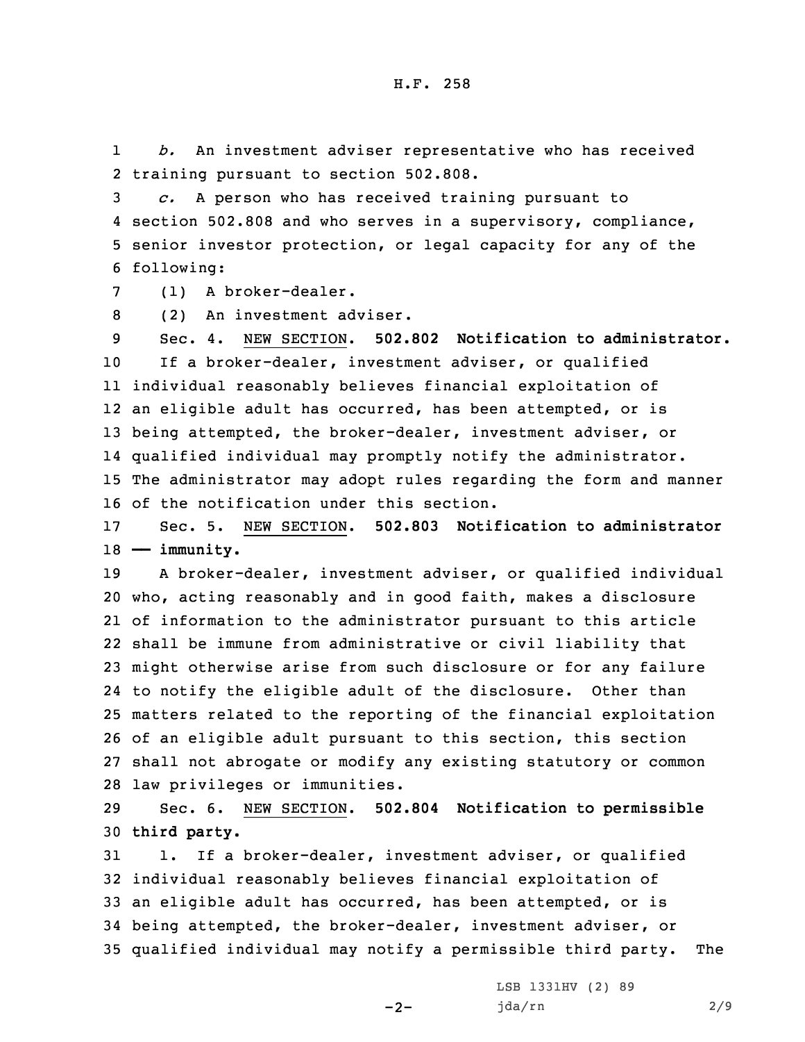*b.* An investment adviser representative who has received training pursuant to section 502.808.

*c.* A person who has received training pursuant to section 502.808 and who serves in a supervisory, compliance, senior investor protection, or legal capacity for any of the following:

(1) A broker-dealer.

(2) An investment adviser.

Sec. 4. NEW SECTION. **502.802 Notification to administrator.**

If a broker-dealer, investment adviser, or qualified individual reasonably believes financial exploitation of an eligible adult has occurred, has been attempted, or is being attempted, the broker-dealer, investment adviser, or qualified individual may promptly notify the administrator. The administrator may adopt rules regarding the form and manner of the notification under this section.

Sec. 5. NEW SECTION. **502.803 Notification to administrator —— immunity.**

A broker-dealer, investment adviser, or qualified individual who, acting reasonably and in good faith, makes a disclosure of information to the administrator pursuant to this article shall be immune from administrative or civil liability that might otherwise arise from such disclosure or for any failure to notify the eligible adult of the disclosure. Other than matters related to the reporting of the financial exploitation of an eligible adult pursuant to this section, this section shall not abrogate or modify any existing statutory or common law privileges or immunities.

Sec. 6. NEW SECTION. **502.804 Notification to permissible third party.**

1. If a broker-dealer, investment adviser, or qualified individual reasonably believes financial exploitation of an eligible adult has occurred, has been attempted, or is being attempted, the broker-dealer, investment adviser, or qualified individual may notify a permissible third party. The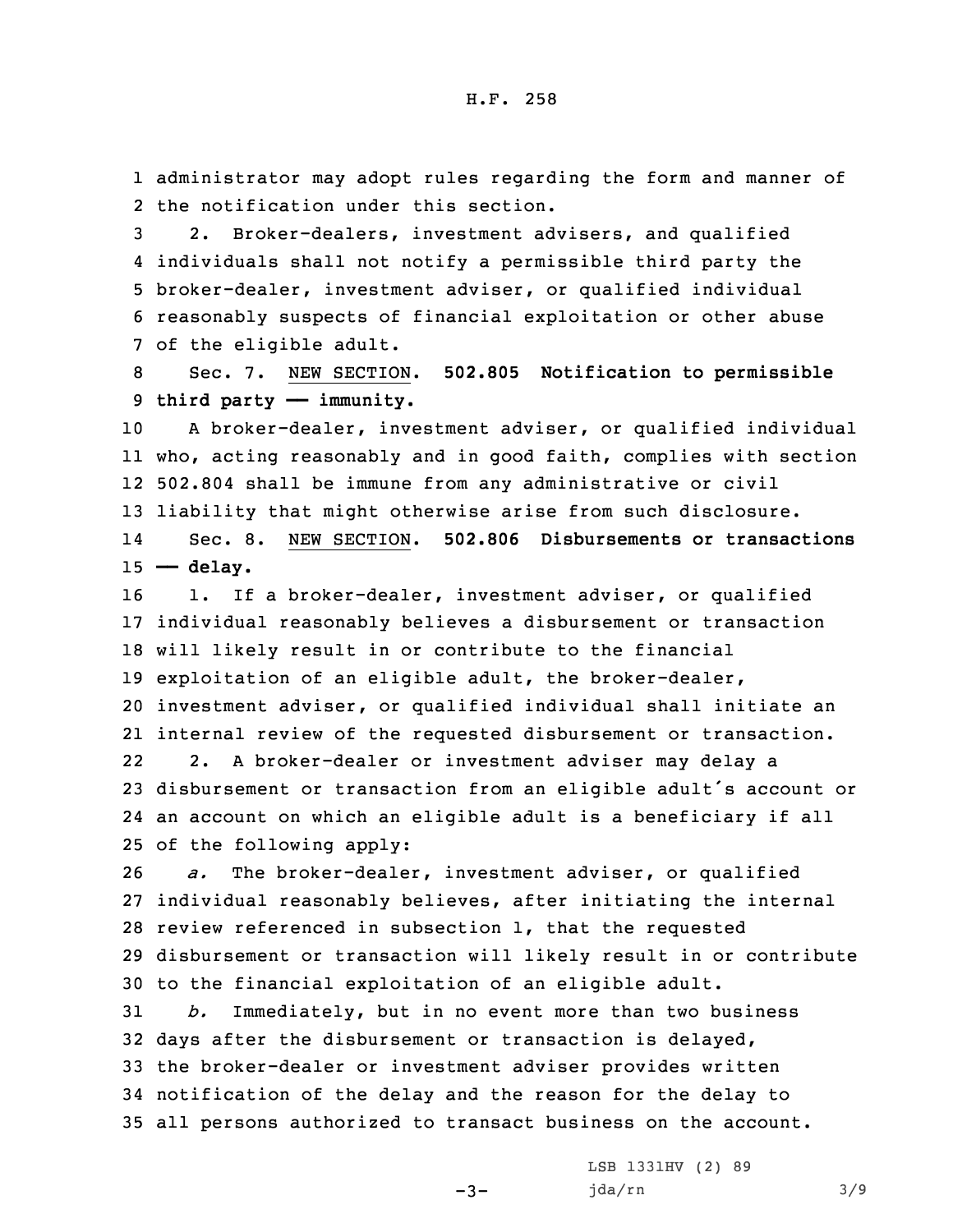administrator may adopt rules regarding the form and manner of the notification under this section.

2. Broker-dealers, investment advisers, and qualified individuals shall not notify a permissible third party the broker-dealer, investment adviser, or qualified individual reasonably suspects of financial exploitation or other abuse of the eligible adult.

Sec. 7. NEW SECTION. **502.805 Notification to permissible third party —— immunity.**

A broker-dealer, investment adviser, or qualified individual who, acting reasonably and in good faith, complies with section 502.804 shall be immune from any administrative or civil liability that might otherwise arise from such disclosure.

Sec. 8. NEW SECTION. **502.806 Disbursements or transactions —— delay.**

1. If a broker-dealer, investment adviser, or qualified individual reasonably believes a disbursement or transaction will likely result in or contribute to the financial exploitation of an eligible adult, the broker-dealer, investment adviser, or qualified individual shall initiate an internal review of the requested disbursement or transaction.

2. A broker-dealer or investment adviser may delay a disbursement or transaction from an eligible adult's account or an account on which an eligible adult is a beneficiary if all of the following apply:

*a.* The broker-dealer, investment adviser, or qualified individual reasonably believes, after initiating the internal review referenced in subsection 1, that the requested disbursement or transaction will likely result in or contribute to the financial exploitation of an eligible adult.

*b.* Immediately, but in no event more than two business days after the disbursement or transaction is delayed, the broker-dealer or investment adviser provides written notification of the delay and the reason for the delay to all persons authorized to transact business on the account.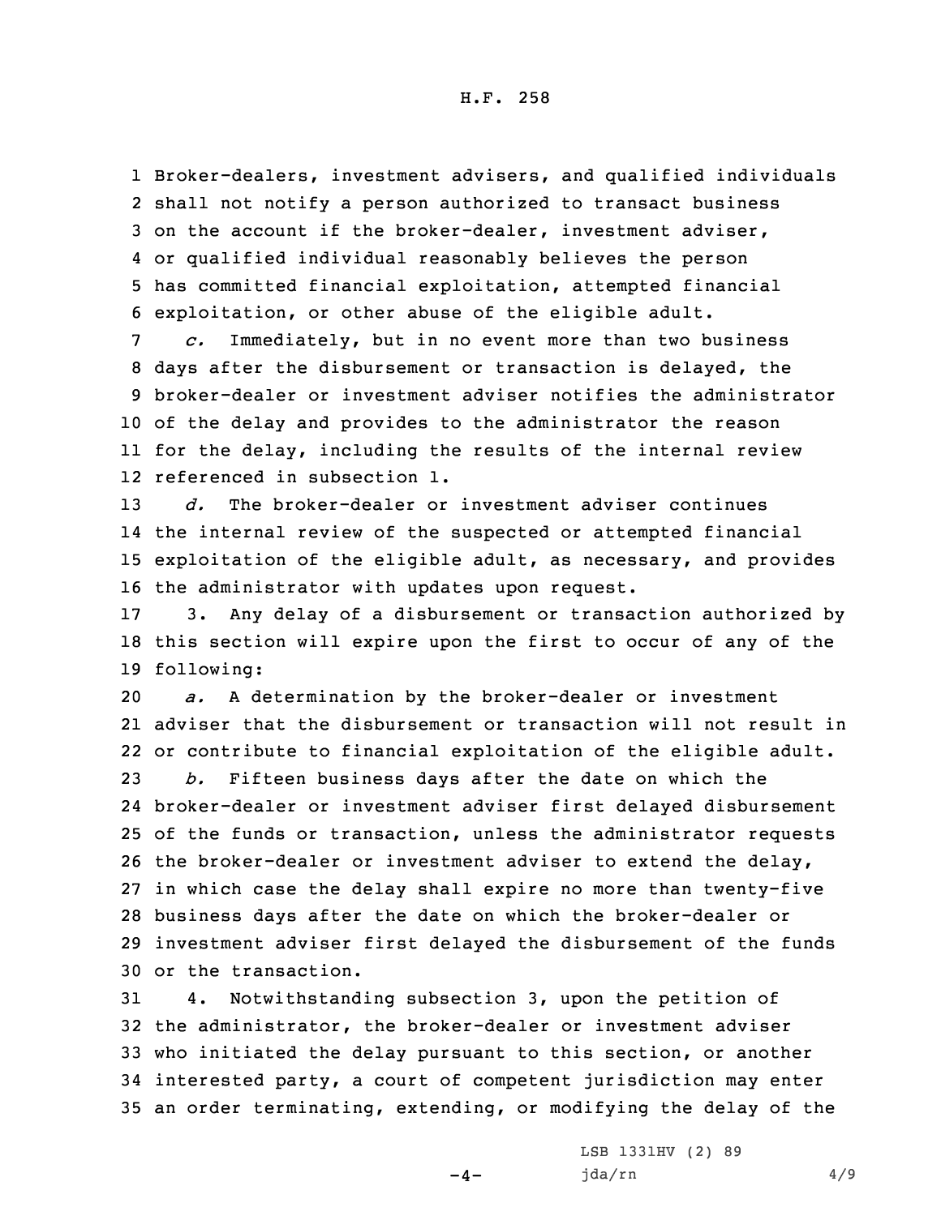Broker-dealers, investment advisers, and qualified individuals shall not notify a person authorized to transact business on the account if the broker-dealer, investment adviser, or qualified individual reasonably believes the person has committed financial exploitation, attempted financial exploitation, or other abuse of the eligible adult.

*c.* Immediately, but in no event more than two business days after the disbursement or transaction is delayed, the broker-dealer or investment adviser notifies the administrator of the delay and provides to the administrator the reason for the delay, including the results of the internal review referenced in subsection 1.

*d.* The broker-dealer or investment adviser continues the internal review of the suspected or attempted financial exploitation of the eligible adult, as necessary, and provides the administrator with updates upon request.

3. Any delay of a disbursement or transaction authorized by this section will expire upon the first to occur of any of the following:

*a.* A determination by the broker-dealer or investment adviser that the disbursement or transaction will not result in or contribute to financial exploitation of the eligible adult.

*b.* Fifteen business days after the date on which the broker-dealer or investment adviser first delayed disbursement of the funds or transaction, unless the administrator requests the broker-dealer or investment adviser to extend the delay, in which case the delay shall expire no more than twenty-five business days after the date on which the broker-dealer or investment adviser first delayed the disbursement of the funds or the transaction.

4. Notwithstanding subsection 3, upon the petition of the administrator, the broker-dealer or investment adviser who initiated the delay pursuant to this section, or another interested party, a court of competent jurisdiction may enter an order terminating, extending, or modifying the delay of the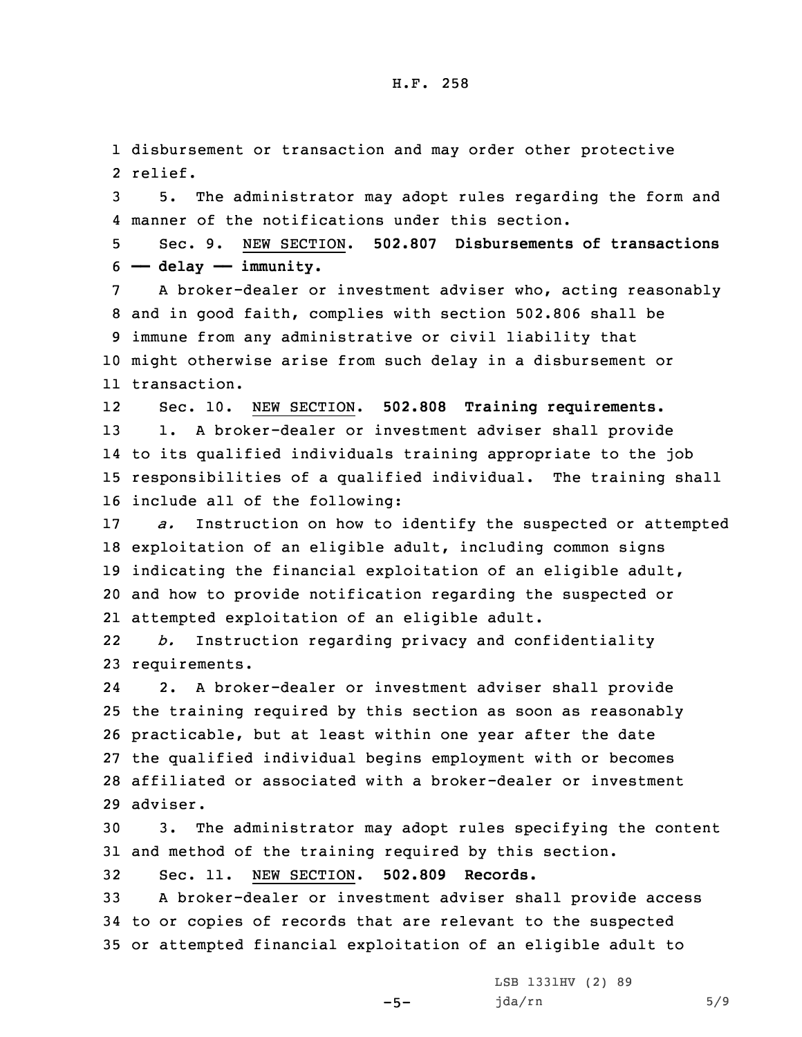disbursement or transaction and may order other protective relief.

5. The administrator may adopt rules regarding the form and manner of the notifications under this section.

Sec. 9. NEW SECTION. **502.807 Disbursements of transactions — delay — immunity.**

A broker-dealer or investment adviser who, acting reasonably and in good faith, complies with section 502.806 shall be immune from any administrative or civil liability that might otherwise arise from such delay in a disbursement or transaction.

Sec. 10. NEW SECTION. **502.808 Training requirements.**

1. A broker-dealer or investment adviser shall provide to its qualified individuals training appropriate to the job responsibilities of a qualified individual. The training shall include all of the following:

*a.* Instruction on how to identify the suspected or attempted exploitation of an eligible adult, including common signs indicating the financial exploitation of an eligible adult, and how to provide notification regarding the suspected or attempted exploitation of an eligible adult.

*b.* Instruction regarding privacy and confidentiality requirements.

2. A broker-dealer or investment adviser shall provide the training required by this section as soon as reasonably practicable, but at least within one year after the date the qualified individual begins employment with or becomes affiliated or associated with a broker-dealer or investment adviser.

3. The administrator may adopt rules specifying the content and method of the training required by this section.

Sec. 11. NEW SECTION. **502.809 Records.**

A broker-dealer or investment adviser shall provide access to or copies of records that are relevant to the suspected or attempted financial exploitation of an eligible adult to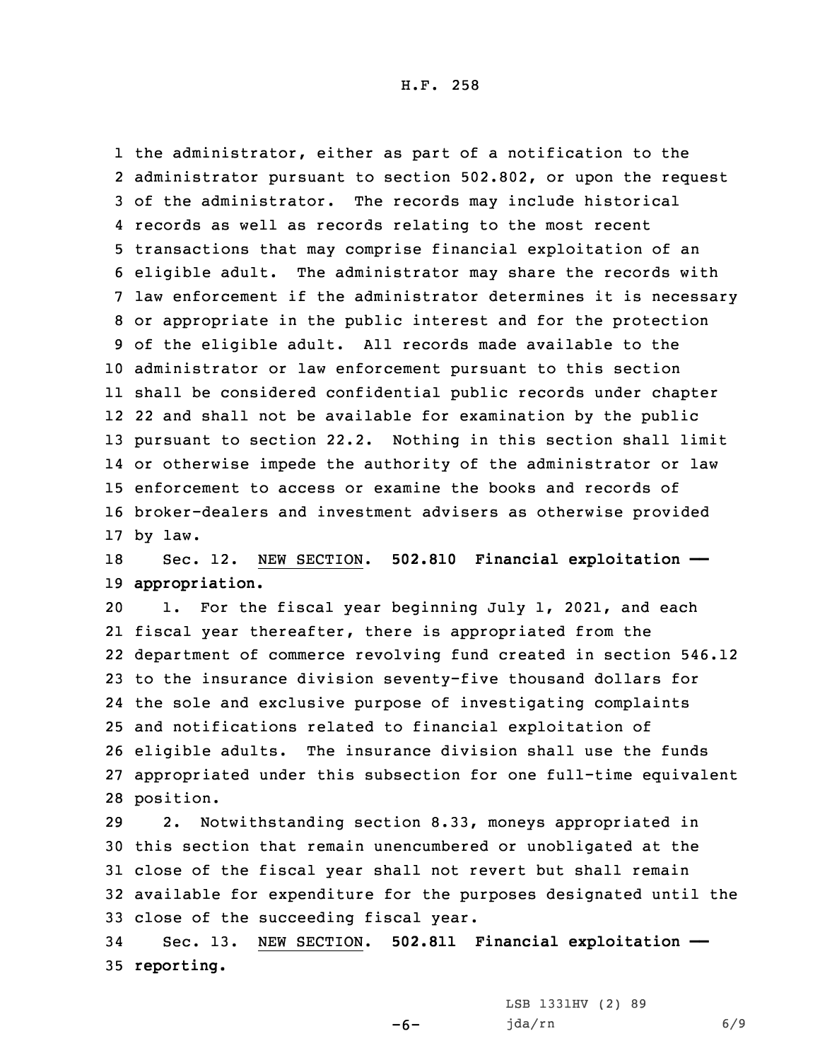the administrator, either as part of a notification to the administrator pursuant to section 502.802, or upon the request of the administrator. The records may include historical records as well as records relating to the most recent transactions that may comprise financial exploitation of an eligible adult. The administrator may share the records with law enforcement if the administrator determines it is necessary or appropriate in the public interest and for the protection of the eligible adult. All records made available to the administrator or law enforcement pursuant to this section shall be considered confidential public records under chapter 22 and shall not be available for examination by the public pursuant to section 22.2. Nothing in this section shall limit or otherwise impede the authority of the administrator or law enforcement to access or examine the books and records of broker-dealers and investment advisers as otherwise provided by law.

Sec. 12. NEW SECTION. **502.810 Financial exploitation —— appropriation.**

1. For the fiscal year beginning July 1, 2021, and each fiscal year thereafter, there is appropriated from the department of commerce revolving fund created in section 546.12 to the insurance division seventy-five thousand dollars for the sole and exclusive purpose of investigating complaints and notifications related to financial exploitation of eligible adults. The insurance division shall use the funds appropriated under this subsection for one full-time equivalent position.

2. Notwithstanding section 8.33, moneys appropriated in this section that remain unencumbered or unobligated at the close of the fiscal year shall not revert but shall remain available for expenditure for the purposes designated until the close of the succeeding fiscal year.

Sec. 13. NEW SECTION. **502.811 Financial exploitation —— reporting.**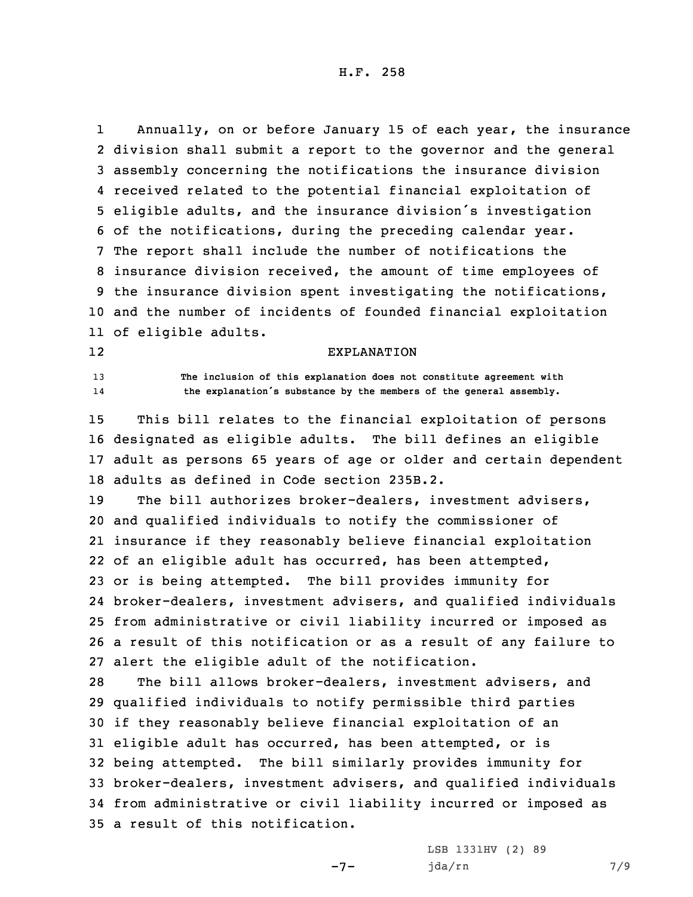Annually, on or before January 15 of each year, the insurance division shall submit a report to the governor and the general assembly concerning the notifications the insurance division received related to the potential financial exploitation of eligible adults, and the insurance division's investigation of the notifications, during the preceding calendar year. The report shall include the number of notifications the insurance division received, the amount of time employees of the insurance division spent investigating the notifications, and the number of incidents of founded financial exploitation of eligible adults.

EXPLANATION

The inclusion of this explanation does not constitute agreement with the explanation's substance by the members of the general assembly.

This bill relates to the financial exploitation of persons designated as eligible adults. The bill defines an eligible adult as persons 65 years of age or older and certain dependent adults as defined in Code section 235B.2.

The bill authorizes broker-dealers, investment advisers, and qualified individuals to notify the commissioner of insurance if they reasonably believe financial exploitation of an eligible adult has occurred, has been attempted, or is being attempted. The bill provides immunity for broker-dealers, investment advisers, and qualified individuals from administrative or civil liability incurred or imposed as a result of this notification or as a result of any failure to alert the eligible adult of the notification.

The bill allows broker-dealers, investment advisers, and qualified individuals to notify permissible third parties if they reasonably believe financial exploitation of an eligible adult has occurred, has been attempted, or is being attempted. The bill similarly provides immunity for broker-dealers, investment advisers, and qualified individuals from administrative or civil liability incurred or imposed as a result of this notification.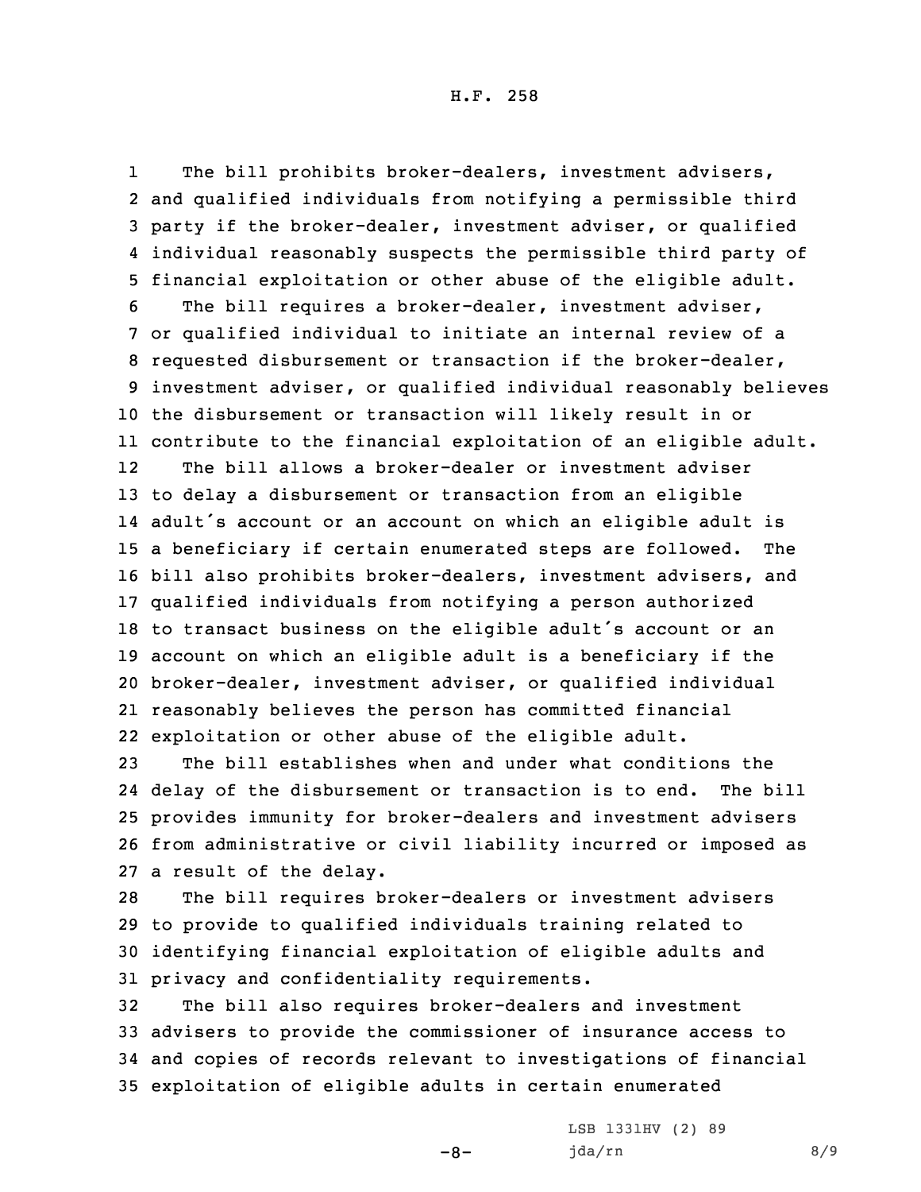The bill prohibits broker-dealers, investment advisers, and qualified individuals from notifying a permissible third party if the broker-dealer, investment adviser, or qualified individual reasonably suspects the permissible third party of financial exploitation or other abuse of the eligible adult.

The bill requires a broker-dealer, investment adviser, or qualified individual to initiate an internal review of a requested disbursement or transaction if the broker-dealer, investment adviser, or qualified individual reasonably believes the disbursement or transaction will likely result in or contribute to the financial exploitation of an eligible adult.

The bill allows a broker-dealer or investment adviser to delay a disbursement or transaction from an eligible adult's account or an account on which an eligible adult is a beneficiary if certain enumerated steps are followed. The bill also prohibits broker-dealers, investment advisers, and qualified individuals from notifying a person authorized to transact business on the eligible adult's account or an account on which an eligible adult is a beneficiary if the broker-dealer, investment adviser, or qualified individual reasonably believes the person has committed financial exploitation or other abuse of the eligible adult.

The bill establishes when and under what conditions the delay of the disbursement or transaction is to end. The bill provides immunity for broker-dealers and investment advisers from administrative or civil liability incurred or imposed as a result of the delay.

The bill requires broker-dealers or investment advisers to provide to qualified individuals training related to identifying financial exploitation of eligible adults and privacy and confidentiality requirements.

The bill also requires broker-dealers and investment advisers to provide the commissioner of insurance access to and copies of records relevant to investigations of financial exploitation of eligible adults in certain enumerated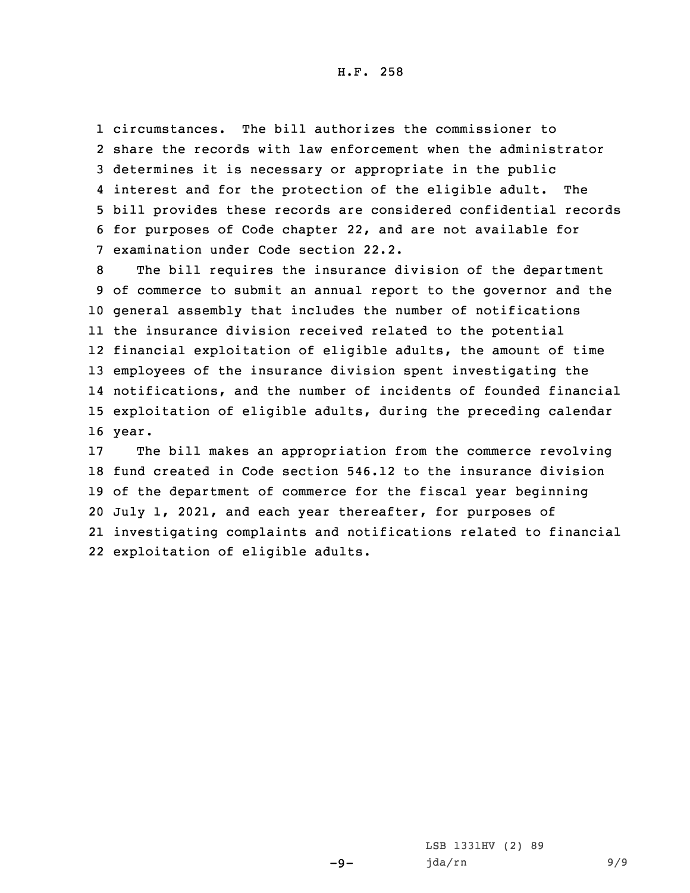circumstances. The bill authorizes the commissioner to share the records with law enforcement when the administrator determines it is necessary or appropriate in the public interest and for the protection of the eligible adult. The bill provides these records are considered confidential records for purposes of Code chapter 22, and are not available for examination under Code section 22.2.

The bill requires the insurance division of the department of commerce to submit an annual report to the governor and the general assembly that includes the number of notifications the insurance division received related to the potential financial exploitation of eligible adults, the amount of time employees of the insurance division spent investigating the notifications, and the number of incidents of founded financial exploitation of eligible adults, during the preceding calendar year.

The bill makes an appropriation from the commerce revolving fund created in Code section 546.12 to the insurance division of the department of commerce for the fiscal year beginning July 1, 2021, and each year thereafter, for purposes of investigating complaints and notifications related to financial exploitation of eligible adults.